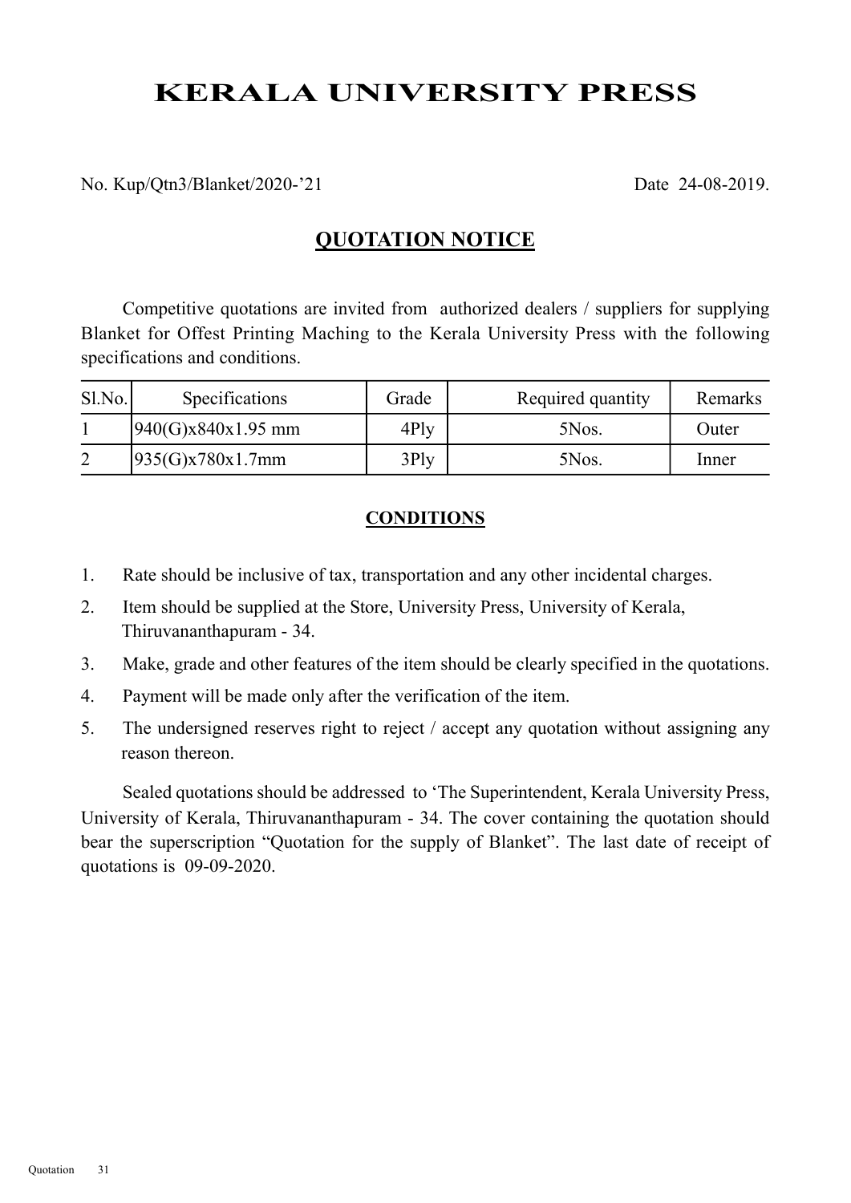# KERALA UNIVERSITY PRESS

No. Kup/Qtn3/Blanket/2020-'21 Date 24-08-2019.

## QUOTATION NOTICE

Competitive quotations are invited from authorized dealers / suppliers for supplying Blanket for Offest Printing Maching to the Kerala University Press with the following specifications and conditions.

| Sl.No. | Specifications | Grade | Required quantity | Remarks |
|---|---|---|---|---|
| 1 | 940(G)x840x1.95 mm | 4Ply | 5Nos. | Outer |
| 2 | 935(G)x780x1.7mm | 3Ply | 5Nos. | Inner |

### CONDITIONS

1. Rate should be inclusive of tax, transportation and any other incidental charges.
2. Item should be supplied at the Store, University Press, University of Kerala, Thiruvananthapuram - 34.
3. Make, grade and other features of the item should be clearly specified in the quotations.
4. Payment will be made only after the verification of the item.
5. The undersigned reserves right to reject / accept any quotation without assigning any reason thereon.

Sealed quotations should be addressed to 'The Superintendent, Kerala University Press, University of Kerala, Thiruvananthapuram - 34. The cover containing the quotation should bear the superscription "Quotation for the supply of Blanket". The last date of receipt of quotations is 09-09-2020.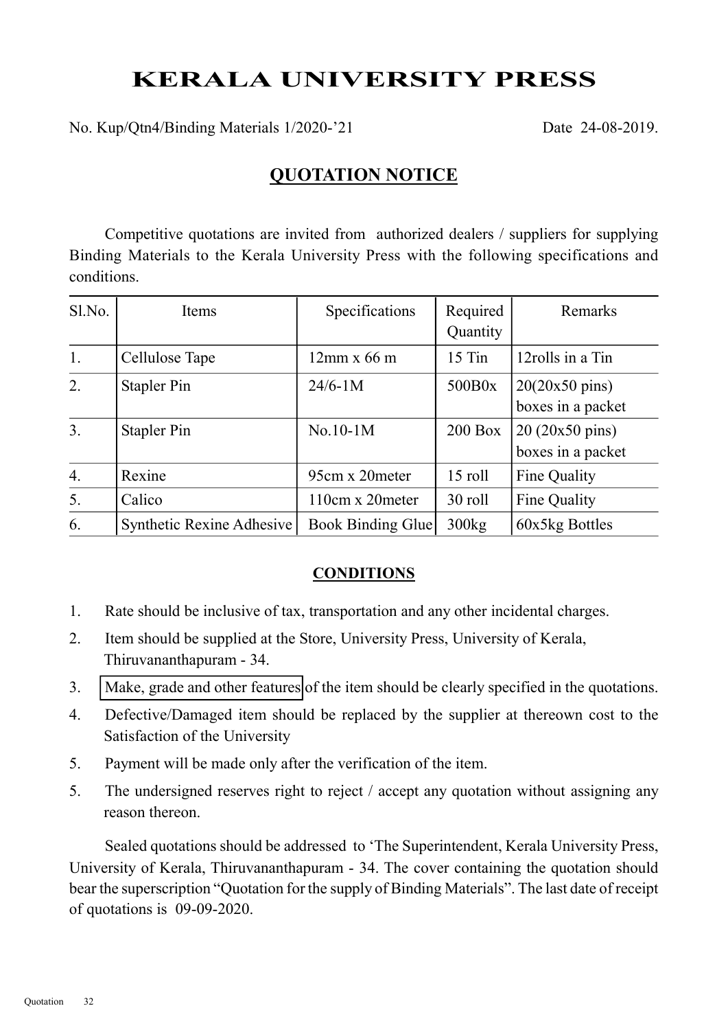// Kerala University Press quotation notice (page 2 of 2) — OCR: markdown transcription

# KERALA UNIVERSITY PRESS

No. Kup/Qtn4/Binding Materials 1/2020-'21 Date 24-08-2019.

## QUOTATION NOTICE

Competitive quotations are invited from authorized dealers / suppliers for supplying Binding Materials to the Kerala University Press with the following specifications and conditions.

| Sl.No. | Items | Specifications | Required Quantity | Remarks |
|---|---|---|---|---|
| 1. | Cellulose Tape | 12mm x 66 m | 15 Tin | 12rolls in a Tin |
| 2. | Stapler Pin | 24/6-1M | 500B0x | 20(20x50 pins) boxes in a packet |
| 3. | Stapler Pin | No.10-1M | 200 Box | 20 (20x50 pins) boxes in a packet |
| 4. | Rexine | 95cm x 20meter | 15 roll | Fine Quality |
| 5. | Calico | 110cm x 20meter | 30 roll | Fine Quality |
| 6. | Synthetic Rexine Adhesive | Book Binding Glue | 300kg | 60x5kg Bottles |

### CONDITIONS

1. Rate should be inclusive of tax, transportation and any other incidental charges.
2. Item should be supplied at the Store, University Press, University of Kerala, Thiruvananthapuram - 34.
3. Make, grade and other features of the item should be clearly specified in the quotations.
4. Defective/Damaged item should be replaced by the supplier at thereown cost to the Satisfaction of the University
5. Payment will be made only after the verification of the item.
5. The undersigned reserves right to reject / accept any quotation without assigning any reason thereon.

Sealed quotations should be addressed to 'The Superintendent, Kerala University Press, University of Kerala, Thiruvananthapuram - 34. The cover containing the quotation should bear the superscription "Quotation for the supply of Binding Materials". The last date of receipt of quotations is 09-09-2020.